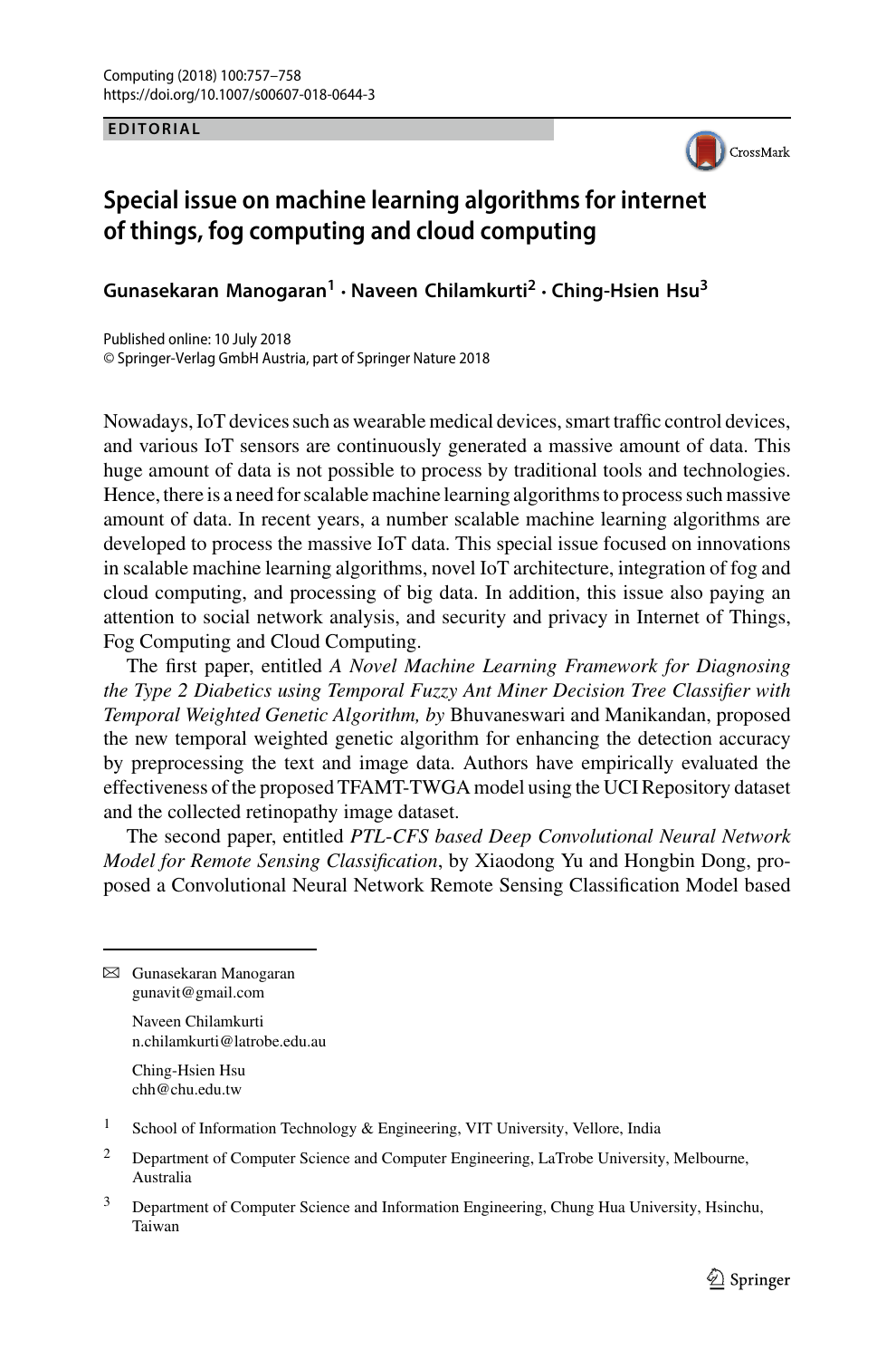**EDITORIAL**

# Special issue on machine learning algorithms for internet of things, fog computing and cloud computing

**Gunasekaran Manogaran[1] · Naveen Chilamkurti[2] · Ching-Hsien Hsu[3]**

Published online: 10 July 2018
© Springer-Verlag GmbH Austria, part of Springer Nature 2018

Nowadays, IoT devices such as wearable medical devices, smart traffic control devices, and various IoT sensors are continuously generated a massive amount of data. This huge amount of data is not possible to process by traditional tools and technologies. Hence, there is a need for scalable machine learning algorithms to process such massive amount of data. In recent years, a number scalable machine learning algorithms are developed to process the massive IoT data. This special issue focused on innovations in scalable machine learning algorithms, novel IoT architecture, integration of fog and cloud computing, and processing of big data. In addition, this issue also paying an attention to social network analysis, and security and privacy in Internet of Things, Fog Computing and Cloud Computing.

The first paper, entitled *A Novel Machine Learning Framework for Diagnosing the Type 2 Diabetics using Temporal Fuzzy Ant Miner Decision Tree Classifier with Temporal Weighted Genetic Algorithm, by* Bhuvaneswari and Manikandan, proposed the new temporal weighted genetic algorithm for enhancing the detection accuracy by preprocessing the text and image data. Authors have empirically evaluated the effectiveness of the proposed TFAMT-TWGA model using the UCI Repository dataset and the collected retinopathy image dataset.

The second paper, entitled *PTL-CFS based Deep Convolutional Neural Network Model for Remote Sensing Classification*, by Xiaodong Yu and Hongbin Dong, proposed a Convolutional Neural Network Remote Sensing Classification Model based

---

✉ Gunasekaran Manogaran
gunavit@gmail.com

Naveen Chilamkurti
n.chilamkurti@latrobe.edu.au

Ching-Hsien Hsu
chh@chu.edu.tw

[1] School of Information Technology & Engineering, VIT University, Vellore, India

[2] Department of Computer Science and Computer Engineering, LaTrobe University, Melbourne, Australia

[3] Department of Computer Science and Information Engineering, Chung Hua University, Hsinchu, Taiwan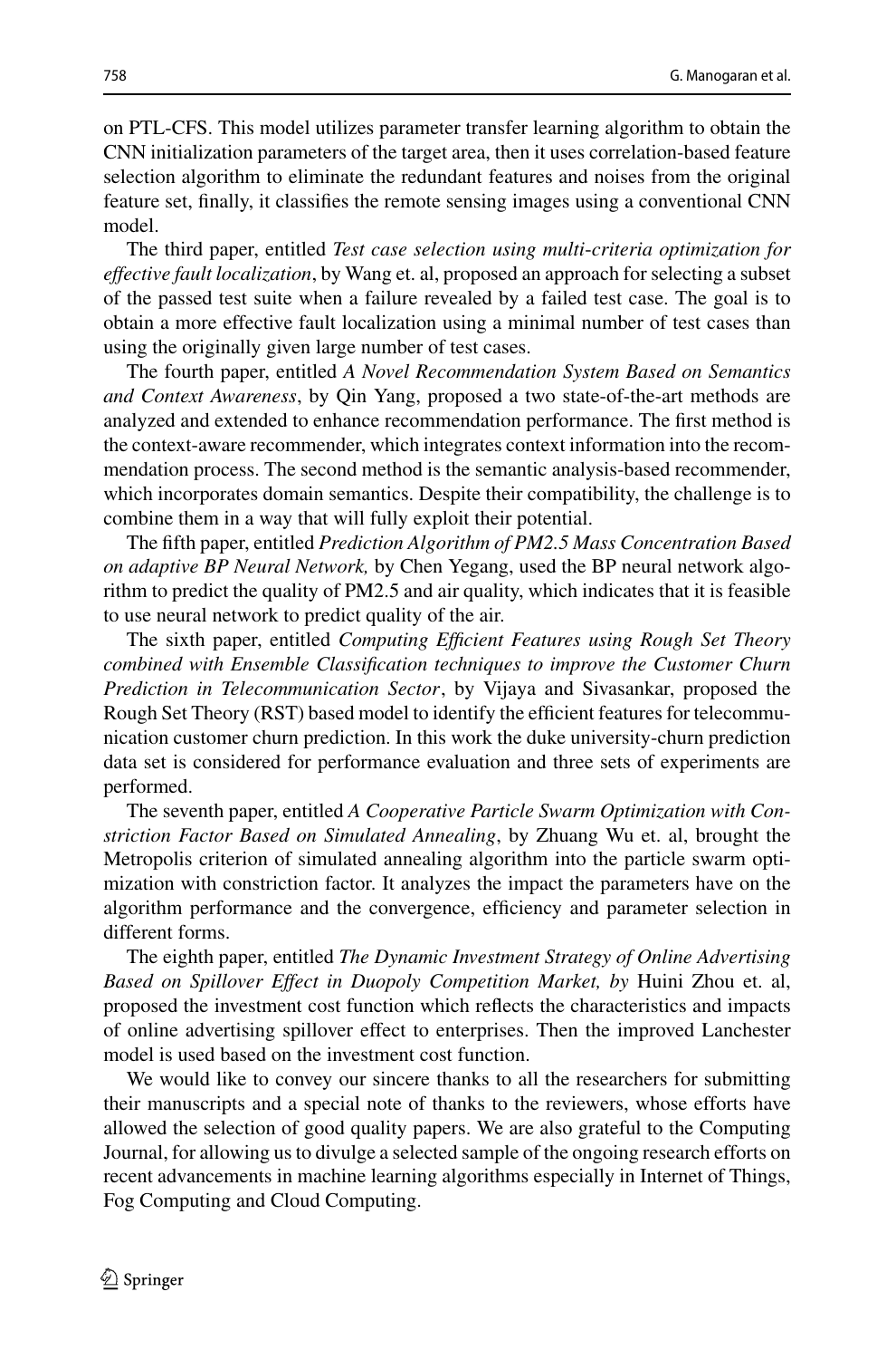on PTL-CFS. This model utilizes parameter transfer learning algorithm to obtain the CNN initialization parameters of the target area, then it uses correlation-based feature selection algorithm to eliminate the redundant features and noises from the original feature set, finally, it classifies the remote sensing images using a conventional CNN model.

The third paper, entitled *Test case selection using multi-criteria optimization for effective fault localization*, by Wang et. al, proposed an approach for selecting a subset of the passed test suite when a failure revealed by a failed test case. The goal is to obtain a more effective fault localization using a minimal number of test cases than using the originally given large number of test cases.

The fourth paper, entitled *A Novel Recommendation System Based on Semantics and Context Awareness*, by Qin Yang, proposed a two state-of-the-art methods are analyzed and extended to enhance recommendation performance. The first method is the context-aware recommender, which integrates context information into the recommendation process. The second method is the semantic analysis-based recommender, which incorporates domain semantics. Despite their compatibility, the challenge is to combine them in a way that will fully exploit their potential.

The fifth paper, entitled *Prediction Algorithm of PM2.5 Mass Concentration Based on adaptive BP Neural Network,* by Chen Yegang, used the BP neural network algorithm to predict the quality of PM2.5 and air quality, which indicates that it is feasible to use neural network to predict quality of the air.

The sixth paper, entitled *Computing Efficient Features using Rough Set Theory combined with Ensemble Classification techniques to improve the Customer Churn Prediction in Telecommunication Sector*, by Vijaya and Sivasankar, proposed the Rough Set Theory (RST) based model to identify the efficient features for telecommunication customer churn prediction. In this work the duke university-churn prediction data set is considered for performance evaluation and three sets of experiments are performed.

The seventh paper, entitled *A Cooperative Particle Swarm Optimization with Constriction Factor Based on Simulated Annealing*, by Zhuang Wu et. al, brought the Metropolis criterion of simulated annealing algorithm into the particle swarm optimization with constriction factor. It analyzes the impact the parameters have on the algorithm performance and the convergence, efficiency and parameter selection in different forms.

The eighth paper, entitled *The Dynamic Investment Strategy of Online Advertising Based on Spillover Effect in Duopoly Competition Market, by* Huini Zhou et. al, proposed the investment cost function which reflects the characteristics and impacts of online advertising spillover effect to enterprises. Then the improved Lanchester model is used based on the investment cost function.

We would like to convey our sincere thanks to all the researchers for submitting their manuscripts and a special note of thanks to the reviewers, whose efforts have allowed the selection of good quality papers. We are also grateful to the Computing Journal, for allowing us to divulge a selected sample of the ongoing research efforts on recent advancements in machine learning algorithms especially in Internet of Things, Fog Computing and Cloud Computing.